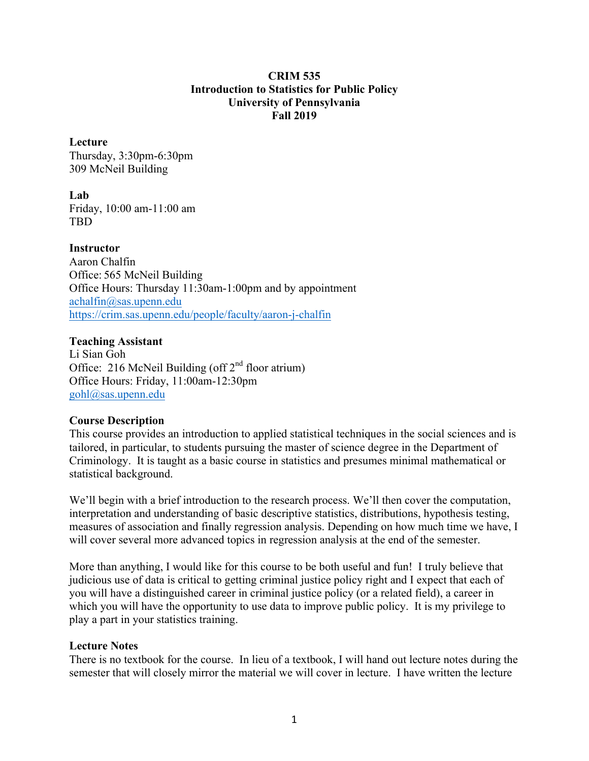**CRIM 535**
**Introduction to Statistics for Public Policy**
**University of Pennsylvania**
**Fall 2019**

**Lecture**
Thursday, 3:30pm-6:30pm
309 McNeil Building

**Lab**
Friday, 10:00 am-11:00 am
TBD

**Instructor**
Aaron Chalfin
Office: 565 McNeil Building
Office Hours: Thursday 11:30am-1:00pm and by appointment
achalfin@sas.upenn.edu
https://crim.sas.upenn.edu/people/faculty/aaron-j-chalfin

**Teaching Assistant**
Li Sian Goh
Office: 216 McNeil Building (off 2nd floor atrium)
Office Hours: Friday, 11:00am-12:30pm
gohl@sas.upenn.edu

**Course Description**
This course provides an introduction to applied statistical techniques in the social sciences and is tailored, in particular, to students pursuing the master of science degree in the Department of Criminology. It is taught as a basic course in statistics and presumes minimal mathematical or statistical background.

We'll begin with a brief introduction to the research process. We'll then cover the computation, interpretation and understanding of basic descriptive statistics, distributions, hypothesis testing, measures of association and finally regression analysis. Depending on how much time we have, I will cover several more advanced topics in regression analysis at the end of the semester.

More than anything, I would like for this course to be both useful and fun! I truly believe that judicious use of data is critical to getting criminal justice policy right and I expect that each of you will have a distinguished career in criminal justice policy (or a related field), a career in which you will have the opportunity to use data to improve public policy. It is my privilege to play a part in your statistics training.

**Lecture Notes**
There is no textbook for the course. In lieu of a textbook, I will hand out lecture notes during the semester that will closely mirror the material we will cover in lecture. I have written the lecture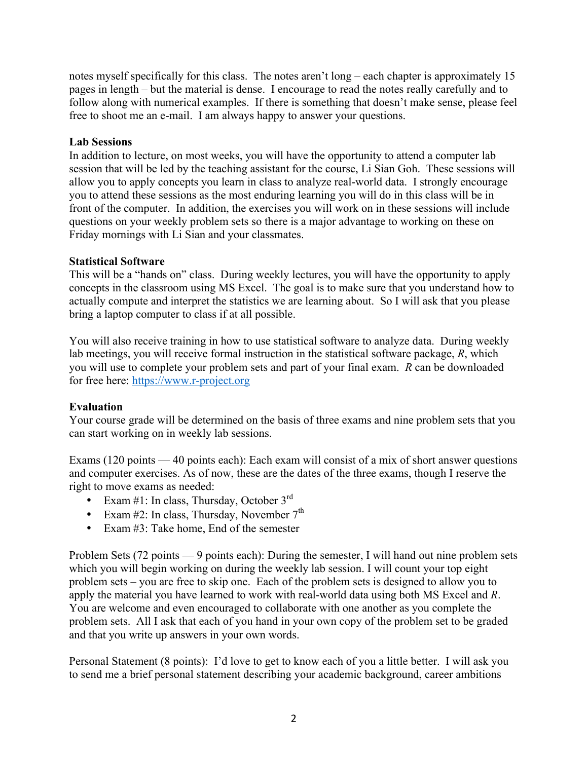notes myself specifically for this class. The notes aren't long – each chapter is approximately 15 pages in length – but the material is dense. I encourage to read the notes really carefully and to follow along with numerical examples. If there is something that doesn't make sense, please feel free to shoot me an e-mail. I am always happy to answer your questions.

**Lab Sessions**

In addition to lecture, on most weeks, you will have the opportunity to attend a computer lab session that will be led by the teaching assistant for the course, Li Sian Goh. These sessions will allow you to apply concepts you learn in class to analyze real-world data. I strongly encourage you to attend these sessions as the most enduring learning you will do in this class will be in front of the computer. In addition, the exercises you will work on in these sessions will include questions on your weekly problem sets so there is a major advantage to working on these on Friday mornings with Li Sian and your classmates.

**Statistical Software**

This will be a "hands on" class. During weekly lectures, you will have the opportunity to apply concepts in the classroom using MS Excel. The goal is to make sure that you understand how to actually compute and interpret the statistics we are learning about. So I will ask that you please bring a laptop computer to class if at all possible.

You will also receive training in how to use statistical software to analyze data. During weekly lab meetings, you will receive formal instruction in the statistical software package, *R*, which you will use to complete your problem sets and part of your final exam. *R* can be downloaded for free here: https://www.r-project.org

**Evaluation**

Your course grade will be determined on the basis of three exams and nine problem sets that you can start working on in weekly lab sessions.

Exams (120 points — 40 points each): Each exam will consist of a mix of short answer questions and computer exercises. As of now, these are the dates of the three exams, though I reserve the right to move exams as needed:

- Exam #1: In class, Thursday, October 3rd
- Exam #2: In class, Thursday, November 7th
- Exam #3: Take home, End of the semester

Problem Sets (72 points — 9 points each): During the semester, I will hand out nine problem sets which you will begin working on during the weekly lab session. I will count your top eight problem sets – you are free to skip one. Each of the problem sets is designed to allow you to apply the material you have learned to work with real-world data using both MS Excel and *R*. You are welcome and even encouraged to collaborate with one another as you complete the problem sets. All I ask that each of you hand in your own copy of the problem set to be graded and that you write up answers in your own words.

Personal Statement (8 points): I'd love to get to know each of you a little better. I will ask you to send me a brief personal statement describing your academic background, career ambitions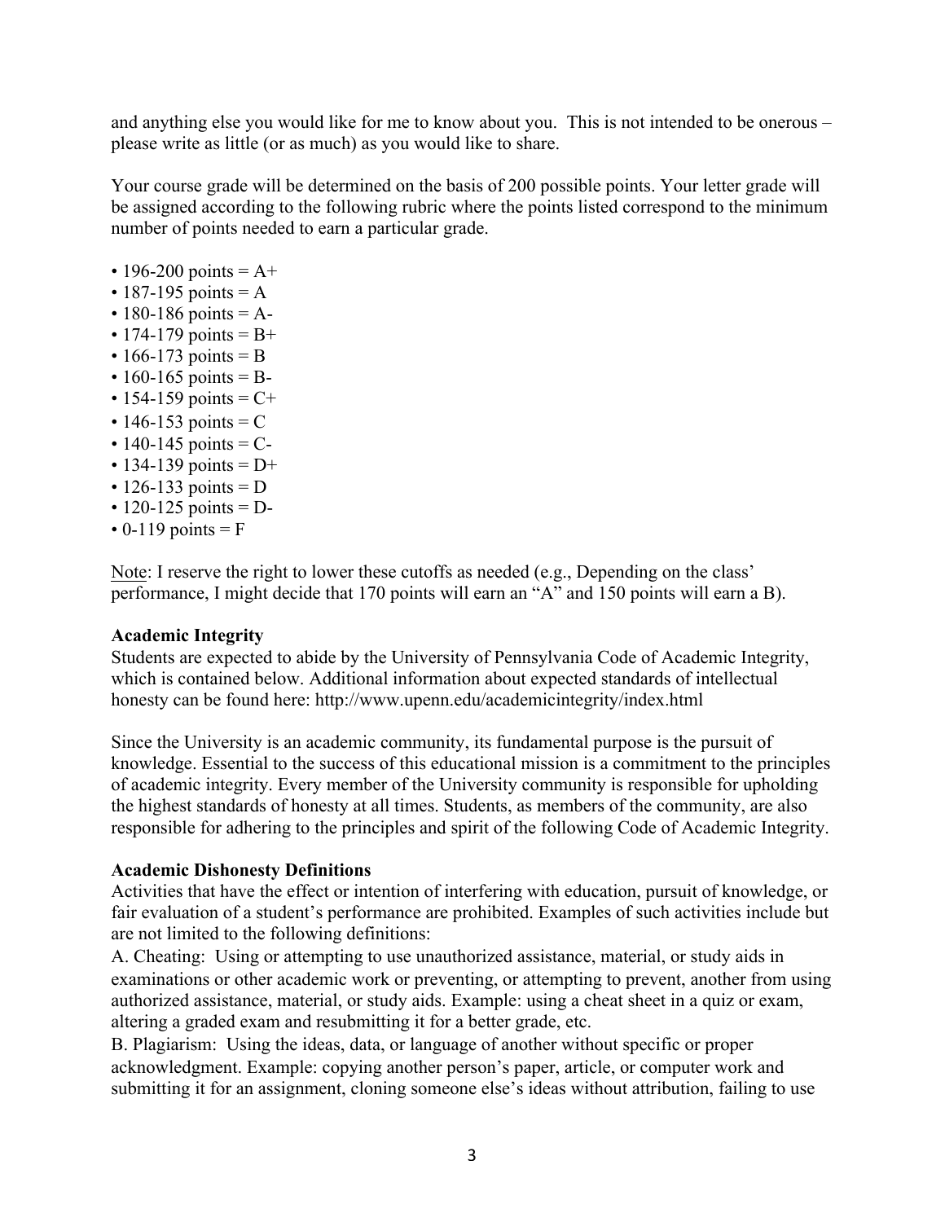and anything else you would like for me to know about you. This is not intended to be onerous – please write as little (or as much) as you would like to share.

Your course grade will be determined on the basis of 200 possible points. Your letter grade will be assigned according to the following rubric where the points listed correspond to the minimum number of points needed to earn a particular grade.

- 196-200 points = A+
- 187-195 points = A
- 180-186 points = A-
- 174-179 points = B+
- 166-173 points = B
- 160-165 points = B-
- 154-159 points = C+
- 146-153 points = C
- 140-145 points = C-
- 134-139 points = D+
- 126-133 points = D
- 120-125 points = D-
- 0-119 points = F

<u>Note</u>: I reserve the right to lower these cutoffs as needed (e.g., Depending on the class' performance, I might decide that 170 points will earn an "A" and 150 points will earn a B).

**Academic Integrity**

Students are expected to abide by the University of Pennsylvania Code of Academic Integrity, which is contained below. Additional information about expected standards of intellectual honesty can be found here: http://www.upenn.edu/academicintegrity/index.html

Since the University is an academic community, its fundamental purpose is the pursuit of knowledge. Essential to the success of this educational mission is a commitment to the principles of academic integrity. Every member of the University community is responsible for upholding the highest standards of honesty at all times. Students, as members of the community, are also responsible for adhering to the principles and spirit of the following Code of Academic Integrity.

**Academic Dishonesty Definitions**

Activities that have the effect or intention of interfering with education, pursuit of knowledge, or fair evaluation of a student's performance are prohibited. Examples of such activities include but are not limited to the following definitions:

A. Cheating: Using or attempting to use unauthorized assistance, material, or study aids in examinations or other academic work or preventing, or attempting to prevent, another from using authorized assistance, material, or study aids. Example: using a cheat sheet in a quiz or exam, altering a graded exam and resubmitting it for a better grade, etc.

B. Plagiarism: Using the ideas, data, or language of another without specific or proper acknowledgment. Example: copying another person's paper, article, or computer work and submitting it for an assignment, cloning someone else's ideas without attribution, failing to use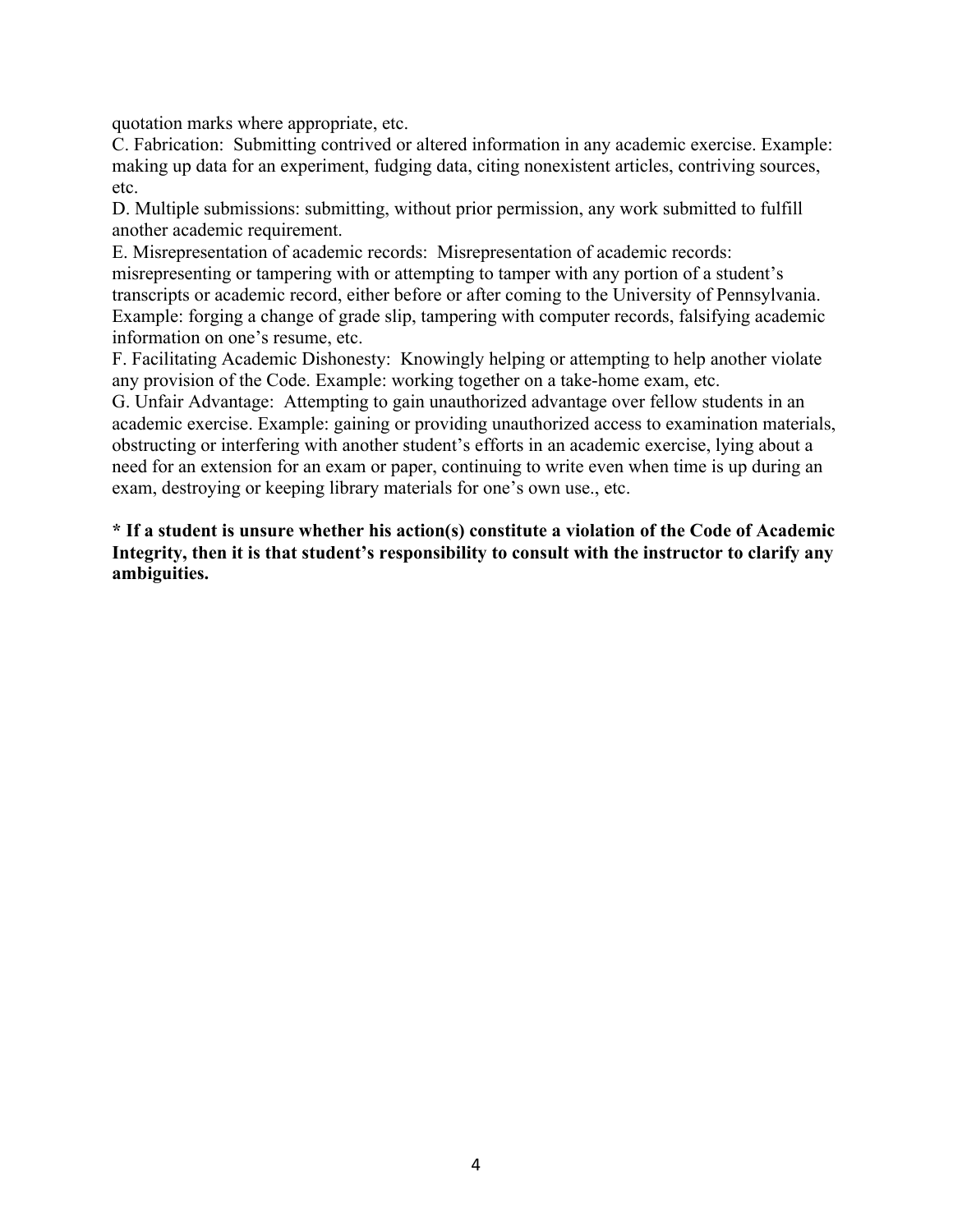quotation marks where appropriate, etc.

C. Fabrication: Submitting contrived or altered information in any academic exercise. Example: making up data for an experiment, fudging data, citing nonexistent articles, contriving sources, etc.

D. Multiple submissions: submitting, without prior permission, any work submitted to fulfill another academic requirement.

E. Misrepresentation of academic records: Misrepresentation of academic records: misrepresenting or tampering with or attempting to tamper with any portion of a student's transcripts or academic record, either before or after coming to the University of Pennsylvania. Example: forging a change of grade slip, tampering with computer records, falsifying academic information on one's resume, etc.

F. Facilitating Academic Dishonesty: Knowingly helping or attempting to help another violate any provision of the Code. Example: working together on a take-home exam, etc.

G. Unfair Advantage: Attempting to gain unauthorized advantage over fellow students in an academic exercise. Example: gaining or providing unauthorized access to examination materials, obstructing or interfering with another student's efforts in an academic exercise, lying about a need for an extension for an exam or paper, continuing to write even when time is up during an exam, destroying or keeping library materials for one's own use., etc.

**\* If a student is unsure whether his action(s) constitute a violation of the Code of Academic Integrity, then it is that student's responsibility to consult with the instructor to clarify any ambiguities.**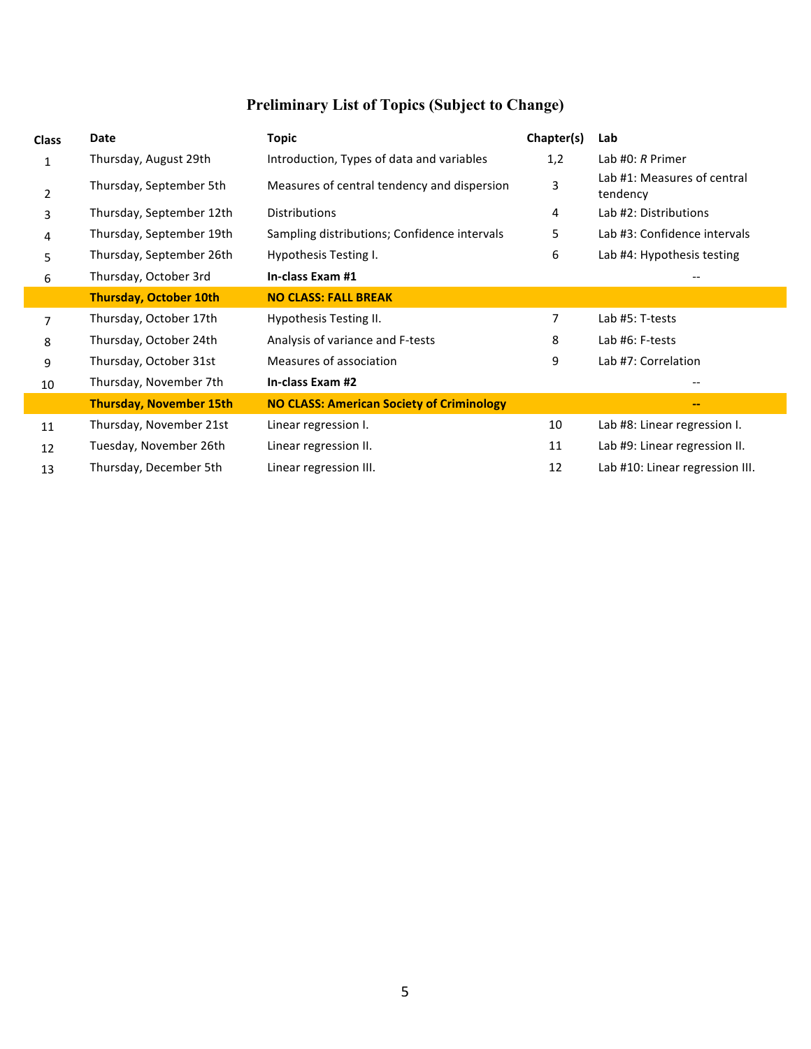## Preliminary List of Topics (Subject to Change)

| Class | Date | Topic | Chapter(s) | Lab |
|---|---|---|---|---|
| 1 | Thursday, August 29th | Introduction, Types of data and variables | 1,2 | Lab #0: *R* Primer |
| 2 | Thursday, September 5th | Measures of central tendency and dispersion | 3 | Lab #1: Measures of central tendency |
| 3 | Thursday, September 12th | Distributions | 4 | Lab #2: Distributions |
| 4 | Thursday, September 19th | Sampling distributions; Confidence intervals | 5 | Lab #3: Confidence intervals |
| 5 | Thursday, September 26th | Hypothesis Testing I. | 6 | Lab #4: Hypothesis testing |
| 6 | Thursday, October 3rd | **In-class Exam #1** | | -- |
| | **Thursday, October 10th** | **NO CLASS: FALL BREAK** | | |
| 7 | Thursday, October 17th | Hypothesis Testing II. | 7 | Lab #5: T-tests |
| 8 | Thursday, October 24th | Analysis of variance and F-tests | 8 | Lab #6: F-tests |
| 9 | Thursday, October 31st | Measures of association | 9 | Lab #7: Correlation |
| 10 | Thursday, November 7th | **In-class Exam #2** | | -- |
| | **Thursday, November 15th** | **NO CLASS: American Society of Criminology** | | **--** |
| 11 | Thursday, November 21st | Linear regression I. | 10 | Lab #8: Linear regression I. |
| 12 | Tuesday, November 26th | Linear regression II. | 11 | Lab #9: Linear regression II. |
| 13 | Thursday, December 5th | Linear regression III. | 12 | Lab #10: Linear regression III. |